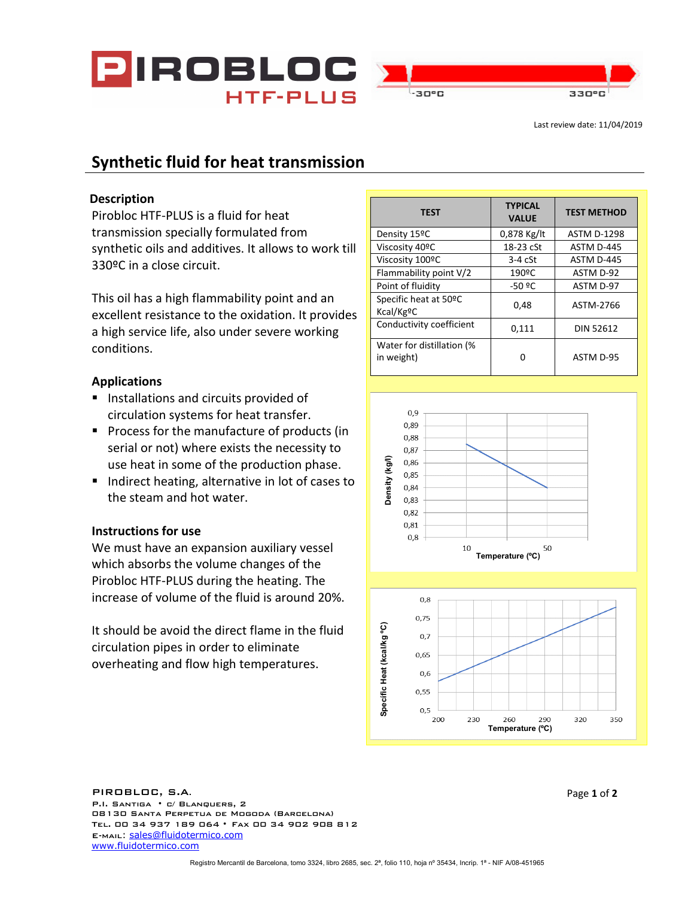# PIROBLOC HTF-PLUS

-30ºC  330ºC

Last review date: 11/04/2019

## Synthetic fluid for heat transmission

### Description

Pirobloc HTF-PLUS is a fluid for heat transmission specially formulated from synthetic oils and additives. It allows to work till 330ºC in a close circuit.

This oil has a high flammability point and an excellent resistance to the oxidation. It provides a high service life, also under severe working conditions.

### Applications

- Installations and circuits provided of circulation systems for heat transfer.
- Process for the manufacture of products (in serial or not) where exists the necessity to use heat in some of the production phase.
- Indirect heating, alternative in lot of cases to the steam and hot water.

### Instructions for use

We must have an expansion auxiliary vessel which absorbs the volume changes of the Pirobloc HTF-PLUS during the heating. The increase of volume of the fluid is around 20%.

It should be avoid the direct flame in the fluid circulation pipes in order to eliminate overheating and flow high temperatures.

| TEST | TYPICAL VALUE | TEST METHOD |
|---|---|---|
| Density 15ºC | 0,878 Kg/lt | ASTM D-1298 |
| Viscosity 40ºC | 18-23 cSt | ASTM D-445 |
| Viscosity 100ºC | 3-4 cSt | ASTM D-445 |
| Flammability point V/2 | 190ºC | ASTM D-92 |
| Point of fluidity | -50 ºC | ASTM D-97 |
| Specific heat at 50ºC Kcal/KgºC | 0,48 | ASTM-2766 |
| Conductivity coefficient | 0,111 | DIN 52612 |
| Water for distillation (% in weight) | 0 | ASTM D-95 |

Density (kg/l) vs. Temperature (ºC)

Specific Heat (kcal/kg ºC) vs. Temperature (ºC)

**PIROBLOC, S.A.**
P.I. Santiga • c/ Blanquers, 2
08130 Santa Perpetua de Mogoda (Barcelona)
Tel. 00 34 937 189 064 • Fax 00 34 902 908 812
E-mail: sales@fluidotermico.com
www.fluidotermico.com

Registro Mercantil de Barcelona, tomo 3324, libro 2685, sec. 2ª, folio 110, hoja nº 35434, Incrip. 1ª - NIF A/08-451965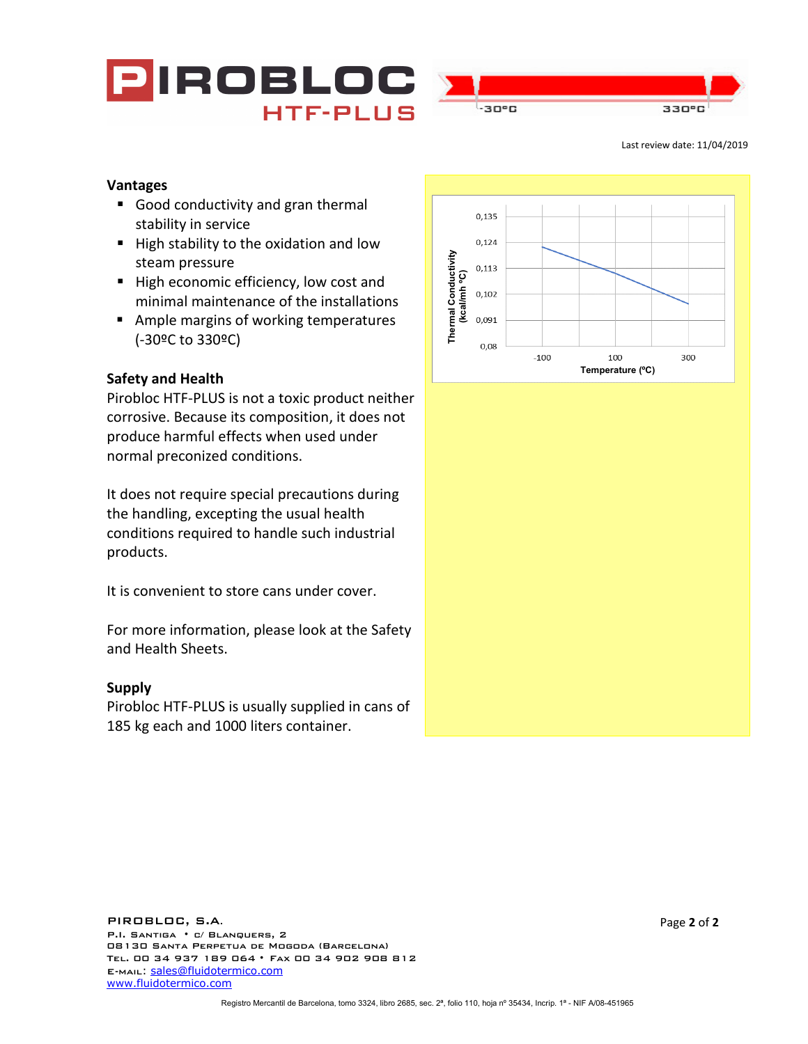PIROBLOC
HTF-PLUS

-30ºC
330ºC

Last review date: 11/04/2019

## Vantages

- Good conductivity and gran thermal stability in service
- High stability to the oxidation and low steam pressure
- High economic efficiency, low cost and minimal maintenance of the installations
- Ample margins of working temperatures (-30ºC to 330ºC)

## Safety and Health

Pirobloc HTF-PLUS is not a toxic product neither corrosive. Because its composition, it does not produce harmful effects when used under normal preconized conditions.

It does not require special precautions during the handling, excepting the usual health conditions required to handle such industrial products.

It is convenient to store cans under cover.

For more information, please look at the Safety and Health Sheets.

## Supply

Pirobloc HTF-PLUS is usually supplied in cans of 185 kg each and 1000 liters container.

Thermal Conductivity (kcal/mh °C)
0,135
0,124
0,113
0,102
0,091
0,08
-100
100
300
Temperature (ºC)

PIROBLOC, S.A.
P.I. Santiga • c/ Blanquers, 2
08130 Santa Perpetua de Mogoda (Barcelona)
Tel. 00 34 937 189 064 • Fax 00 34 902 908 812
E-mail: sales@fluidotermico.com
www.fluidotermico.com

Registro Mercantil de Barcelona, tomo 3324, libro 2685, sec. 2ª, folio 110, hoja nº 35434, Incrip. 1ª - NIF A/08-451965